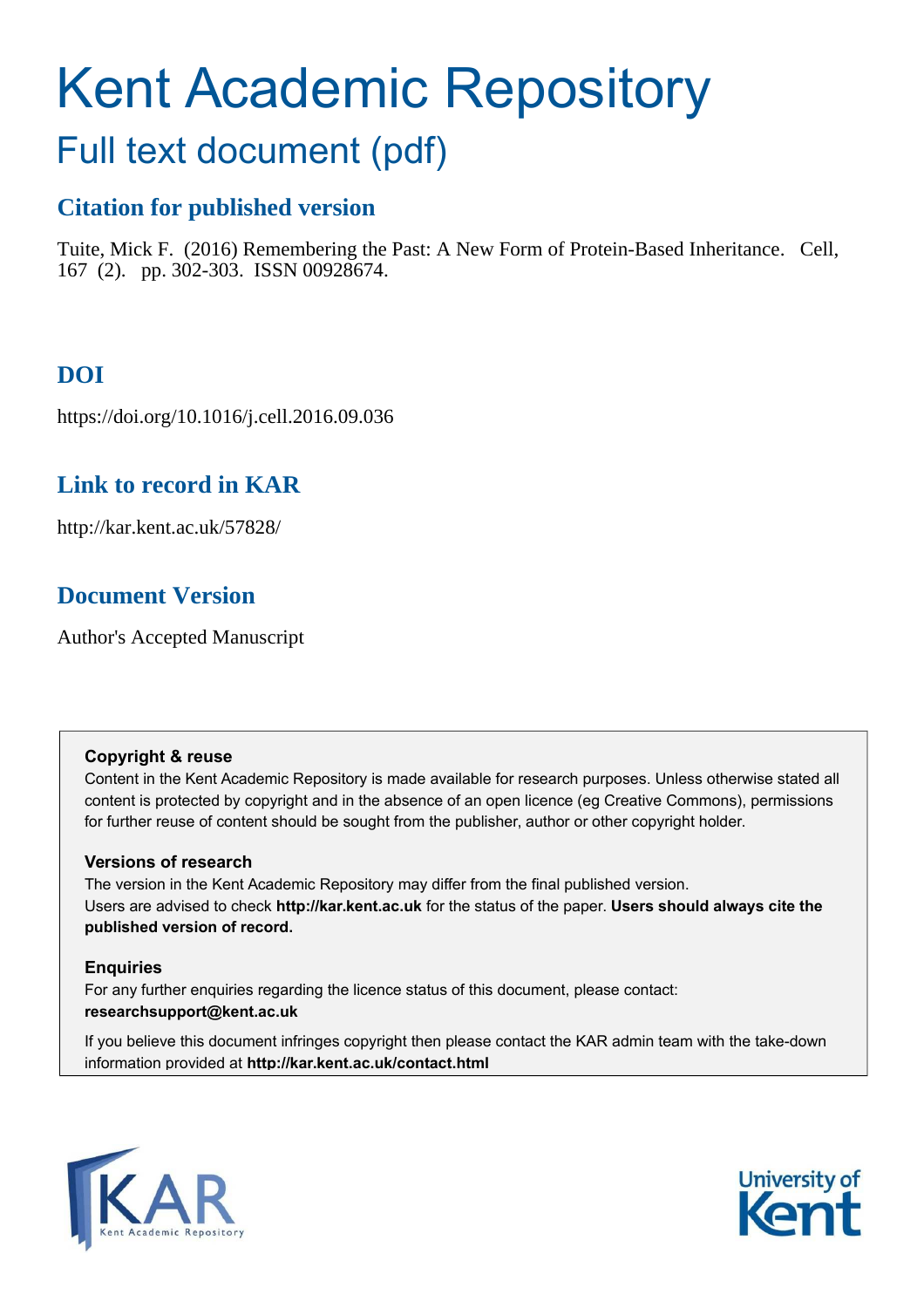# Kent Academic Repository

## Full text document (pdf)

### Citation for published version

Tuite, Mick F. (2016) Remembering the Past: A New Form of Protein-Based Inheritance. Cell, 167 (2). pp. 302-303. ISSN 00928674.

### DOI

https://doi.org/10.1016/j.cell.2016.09.036

### Link to record in KAR

http://kar.kent.ac.uk/57828/

### Document Version

Author's Accepted Manuscript

**Copyright & reuse**

Content in the Kent Academic Repository is made available for research purposes. Unless otherwise stated all content is protected by copyright and in the absence of an open licence (eg Creative Commons), permissions for further reuse of content should be sought from the publisher, author or other copyright holder.

**Versions of research**

The version in the Kent Academic Repository may differ from the final published version.
Users are advised to check **http://kar.kent.ac.uk** for the status of the paper. **Users should always cite the published version of record.**

**Enquiries**

For any further enquiries regarding the licence status of this document, please contact:
**researchsupport@kent.ac.uk**

If you believe this document infringes copyright then please contact the KAR admin team with the take-down information provided at **http://kar.kent.ac.uk/contact.html**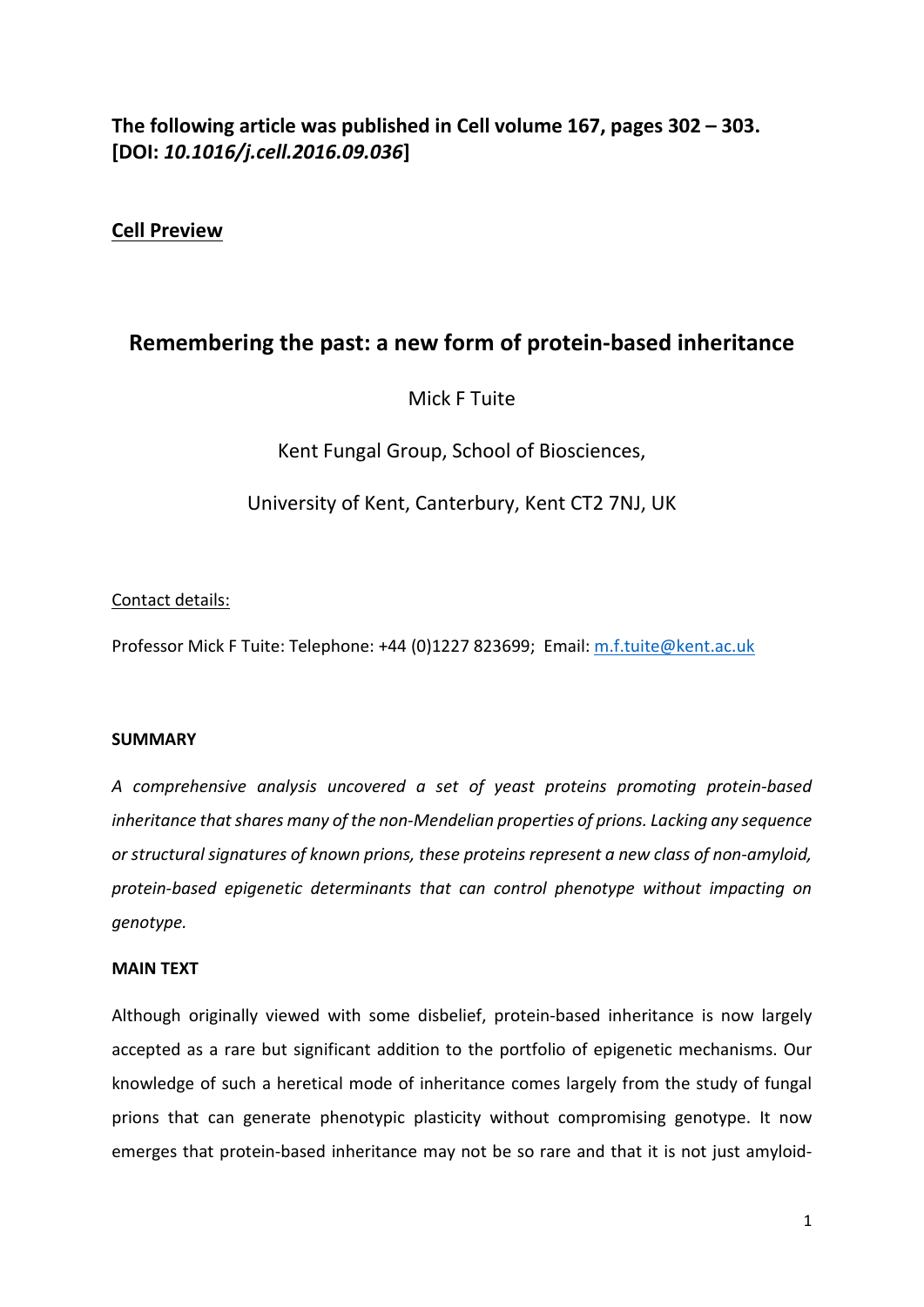**The following article was published in Cell volume 167, pages 302 – 303. [DOI: *10.1016/j.cell.2016.09.036*]**

**Cell Preview**

# Remembering the past: a new form of protein-based inheritance

Mick F Tuite

Kent Fungal Group, School of Biosciences,

University of Kent, Canterbury, Kent CT2 7NJ, UK

Contact details:

Professor Mick F Tuite: Telephone: +44 (0)1227 823699; Email: m.f.tuite@kent.ac.uk

**SUMMARY**

*A comprehensive analysis uncovered a set of yeast proteins promoting protein-based inheritance that shares many of the non-Mendelian properties of prions. Lacking any sequence or structural signatures of known prions, these proteins represent a new class of non-amyloid, protein-based epigenetic determinants that can control phenotype without impacting on genotype.*

**MAIN TEXT**

Although originally viewed with some disbelief, protein-based inheritance is now largely accepted as a rare but significant addition to the portfolio of epigenetic mechanisms. Our knowledge of such a heretical mode of inheritance comes largely from the study of fungal prions that can generate phenotypic plasticity without compromising genotype. It now emerges that protein-based inheritance may not be so rare and that it is not just amyloid-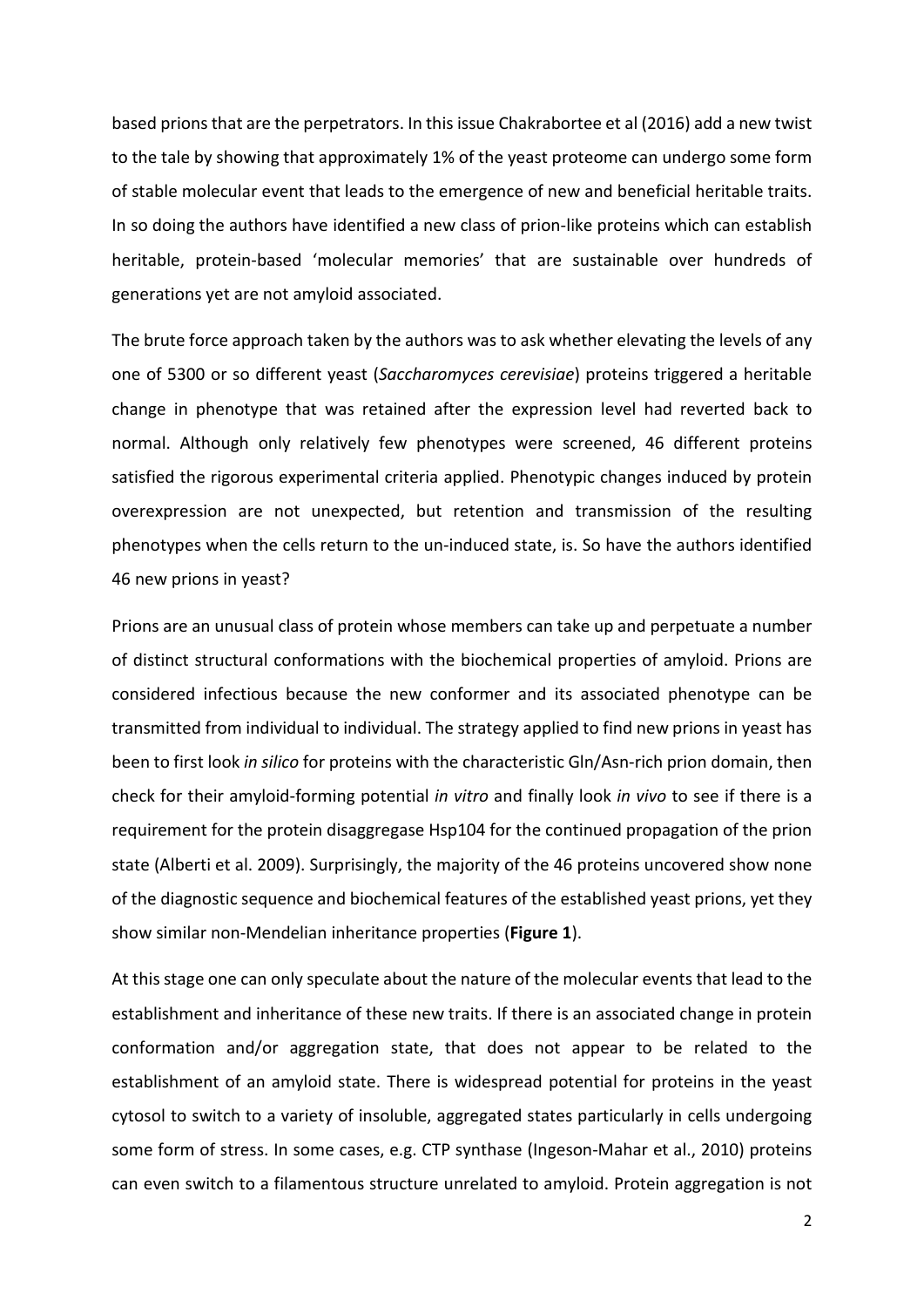based prions that are the perpetrators. In this issue Chakrabortee et al (2016) add a new twist to the tale by showing that approximately 1% of the yeast proteome can undergo some form of stable molecular event that leads to the emergence of new and beneficial heritable traits. In so doing the authors have identified a new class of prion-like proteins which can establish heritable, protein-based 'molecular memories' that are sustainable over hundreds of generations yet are not amyloid associated.

The brute force approach taken by the authors was to ask whether elevating the levels of any one of 5300 or so different yeast (*Saccharomyces cerevisiae*) proteins triggered a heritable change in phenotype that was retained after the expression level had reverted back to normal. Although only relatively few phenotypes were screened, 46 different proteins satisfied the rigorous experimental criteria applied. Phenotypic changes induced by protein overexpression are not unexpected, but retention and transmission of the resulting phenotypes when the cells return to the un-induced state, is. So have the authors identified 46 new prions in yeast?

Prions are an unusual class of protein whose members can take up and perpetuate a number of distinct structural conformations with the biochemical properties of amyloid. Prions are considered infectious because the new conformer and its associated phenotype can be transmitted from individual to individual. The strategy applied to find new prions in yeast has been to first look *in silico* for proteins with the characteristic Gln/Asn-rich prion domain, then check for their amyloid-forming potential *in vitro* and finally look *in vivo* to see if there is a requirement for the protein disaggregase Hsp104 for the continued propagation of the prion state (Alberti et al. 2009). Surprisingly, the majority of the 46 proteins uncovered show none of the diagnostic sequence and biochemical features of the established yeast prions, yet they show similar non-Mendelian inheritance properties (**Figure 1**).

At this stage one can only speculate about the nature of the molecular events that lead to the establishment and inheritance of these new traits. If there is an associated change in protein conformation and/or aggregation state, that does not appear to be related to the establishment of an amyloid state. There is widespread potential for proteins in the yeast cytosol to switch to a variety of insoluble, aggregated states particularly in cells undergoing some form of stress. In some cases, e.g. CTP synthase (Ingeson-Mahar et al., 2010) proteins can even switch to a filamentous structure unrelated to amyloid. Protein aggregation is not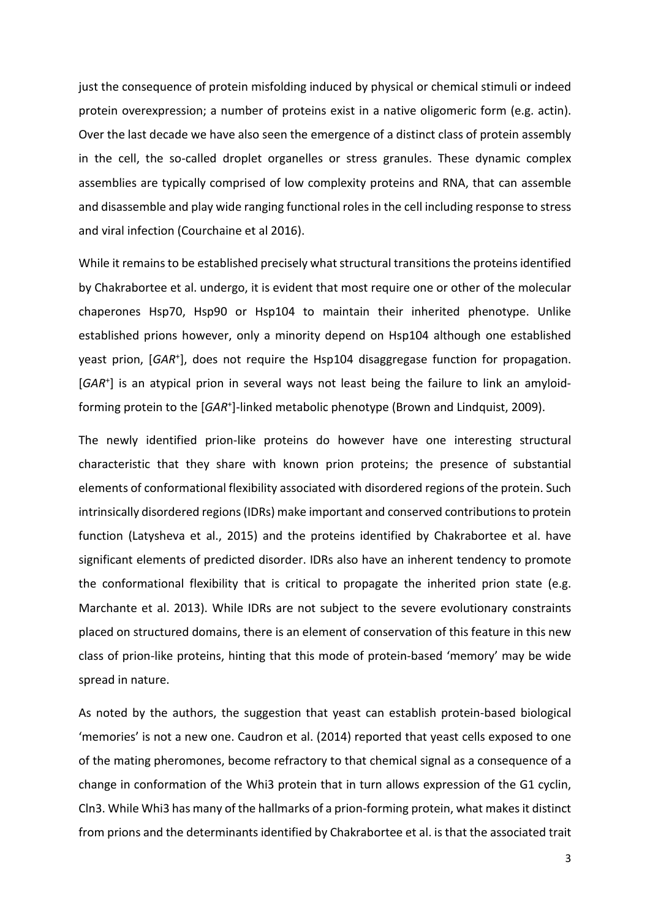just the consequence of protein misfolding induced by physical or chemical stimuli or indeed protein overexpression; a number of proteins exist in a native oligomeric form (e.g. actin). Over the last decade we have also seen the emergence of a distinct class of protein assembly in the cell, the so-called droplet organelles or stress granules. These dynamic complex assemblies are typically comprised of low complexity proteins and RNA, that can assemble and disassemble and play wide ranging functional roles in the cell including response to stress and viral infection (Courchaine et al 2016).

While it remains to be established precisely what structural transitions the proteins identified by Chakrabortee et al. undergo, it is evident that most require one or other of the molecular chaperones Hsp70, Hsp90 or Hsp104 to maintain their inherited phenotype. Unlike established prions however, only a minority depend on Hsp104 although one established yeast prion, [*GAR*$^+$], does not require the Hsp104 disaggregase function for propagation. [*GAR*$^+$] is an atypical prion in several ways not least being the failure to link an amyloid-forming protein to the [*GAR*$^+$]-linked metabolic phenotype (Brown and Lindquist, 2009).

The newly identified prion-like proteins do however have one interesting structural characteristic that they share with known prion proteins; the presence of substantial elements of conformational flexibility associated with disordered regions of the protein. Such intrinsically disordered regions (IDRs) make important and conserved contributions to protein function (Latysheva et al., 2015) and the proteins identified by Chakrabortee et al. have significant elements of predicted disorder. IDRs also have an inherent tendency to promote the conformational flexibility that is critical to propagate the inherited prion state (e.g. Marchante et al. 2013). While IDRs are not subject to the severe evolutionary constraints placed on structured domains, there is an element of conservation of this feature in this new class of prion-like proteins, hinting that this mode of protein-based 'memory' may be wide spread in nature.

As noted by the authors, the suggestion that yeast can establish protein-based biological 'memories' is not a new one. Caudron et al. (2014) reported that yeast cells exposed to one of the mating pheromones, become refractory to that chemical signal as a consequence of a change in conformation of the Whi3 protein that in turn allows expression of the G1 cyclin, Cln3. While Whi3 has many of the hallmarks of a prion-forming protein, what makes it distinct from prions and the determinants identified by Chakrabortee et al. is that the associated trait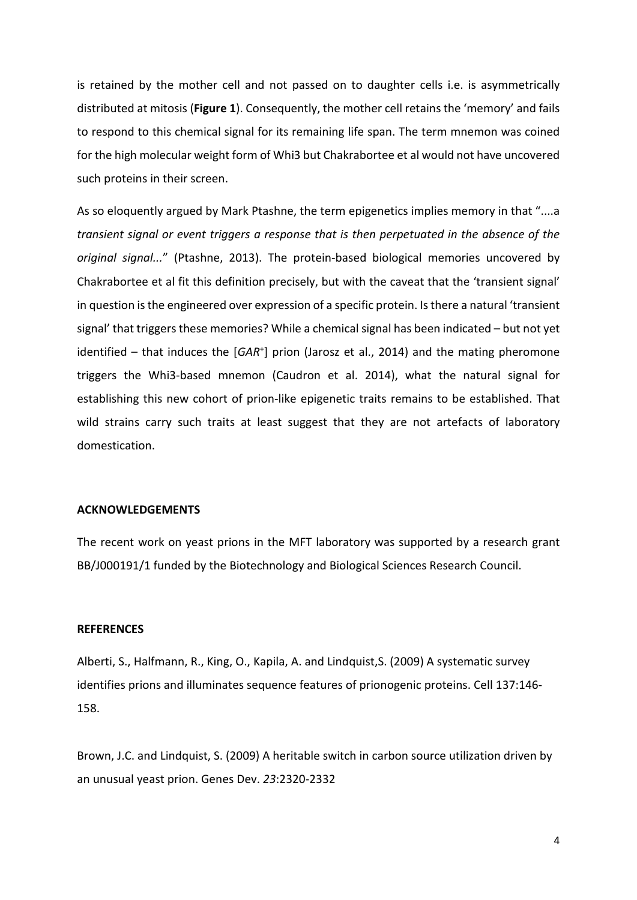is retained by the mother cell and not passed on to daughter cells i.e. is asymmetrically distributed at mitosis (**Figure 1**). Consequently, the mother cell retains the 'memory' and fails to respond to this chemical signal for its remaining life span. The term mnemon was coined for the high molecular weight form of Whi3 but Chakrabortee et al would not have uncovered such proteins in their screen.

As so eloquently argued by Mark Ptashne, the term epigenetics implies memory in that "....a *transient signal or event triggers a response that is then perpetuated in the absence of the original signal...*" (Ptashne, 2013). The protein-based biological memories uncovered by Chakrabortee et al fit this definition precisely, but with the caveat that the 'transient signal' in question is the engineered over expression of a specific protein. Is there a natural 'transient signal' that triggers these memories? While a chemical signal has been indicated – but not yet identified – that induces the [*GAR*$^{+}$] prion (Jarosz et al., 2014) and the mating pheromone triggers the Whi3-based mnemon (Caudron et al. 2014), what the natural signal for establishing this new cohort of prion-like epigenetic traits remains to be established. That wild strains carry such traits at least suggest that they are not artefacts of laboratory domestication.

**ACKNOWLEDGEMENTS**

The recent work on yeast prions in the MFT laboratory was supported by a research grant BB/J000191/1 funded by the Biotechnology and Biological Sciences Research Council.

**REFERENCES**

Alberti, S., Halfmann, R., King, O., Kapila, A. and Lindquist,S. (2009) A systematic survey identifies prions and illuminates sequence features of prionogenic proteins. Cell 137:146-158.

Brown, J.C. and Lindquist, S. (2009) A heritable switch in carbon source utilization driven by an unusual yeast prion. Genes Dev. *23*:2320-2332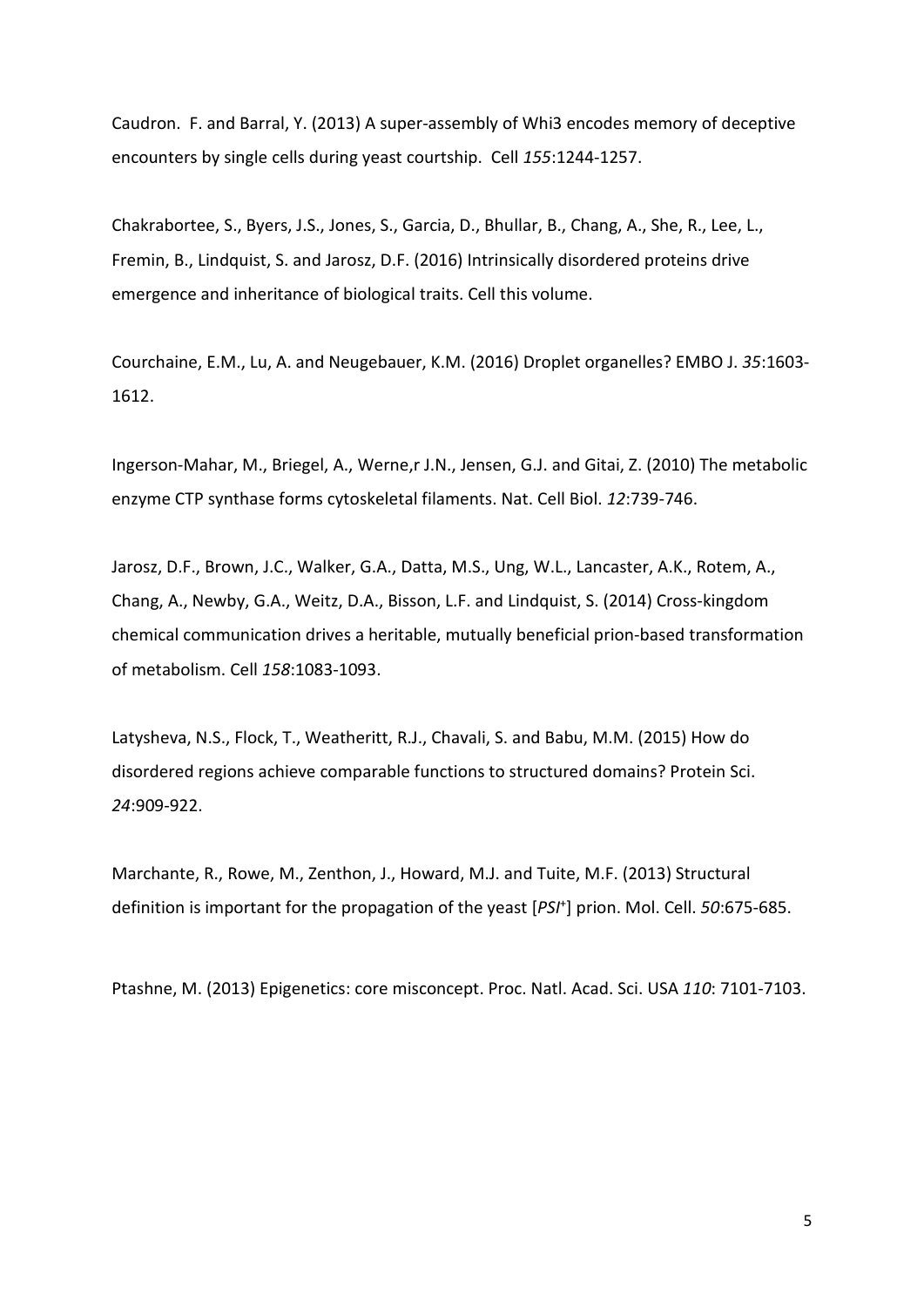Caudron. F. and Barral, Y. (2013) A super-assembly of Whi3 encodes memory of deceptive encounters by single cells during yeast courtship. Cell *155*:1244-1257.

Chakrabortee, S., Byers, J.S., Jones, S., Garcia, D., Bhullar, B., Chang, A., She, R., Lee, L., Fremin, B., Lindquist, S. and Jarosz, D.F. (2016) Intrinsically disordered proteins drive emergence and inheritance of biological traits. Cell this volume.

Courchaine, E.M., Lu, A. and Neugebauer, K.M. (2016) Droplet organelles? EMBO J. *35*:1603-1612.

Ingerson-Mahar, M., Briegel, A., Werne,r J.N., Jensen, G.J. and Gitai, Z. (2010) The metabolic enzyme CTP synthase forms cytoskeletal filaments. Nat. Cell Biol. *12*:739-746.

Jarosz, D.F., Brown, J.C., Walker, G.A., Datta, M.S., Ung, W.L., Lancaster, A.K., Rotem, A., Chang, A., Newby, G.A., Weitz, D.A., Bisson, L.F. and Lindquist, S. (2014) Cross-kingdom chemical communication drives a heritable, mutually beneficial prion-based transformation of metabolism. Cell *158*:1083-1093.

Latysheva, N.S., Flock, T., Weatheritt, R.J., Chavali, S. and Babu, M.M. (2015) How do disordered regions achieve comparable functions to structured domains? Protein Sci. *24*:909-922.

Marchante, R., Rowe, M., Zenthon, J., Howard, M.J. and Tuite, M.F. (2013) Structural definition is important for the propagation of the yeast [*PSI*$^{+}$] prion. Mol. Cell. *50*:675-685.

Ptashne, M. (2013) Epigenetics: core misconcept. Proc. Natl. Acad. Sci. USA *110*: 7101-7103.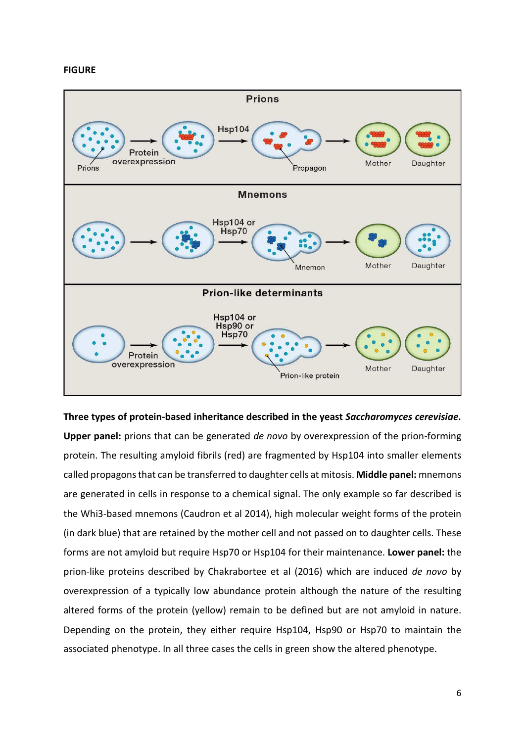**FIGURE**

Prions

Prions

Protein overexpression

Hsp104

Propagon

Mother

Daughter

Mnemons

Hsp104 or Hsp70

Mnemon

Mother

Daughter

Prion-like determinants

Protein overexpression

Hsp104 or Hsp90 or Hsp70

Prion-like protein

Mother

Daughter

**Three types of protein-based inheritance described in the yeast *Saccharomyces cerevisiae.*** **Upper panel:** prions that can be generated *de novo* by overexpression of the prion-forming protein. The resulting amyloid fibrils (red) are fragmented by Hsp104 into smaller elements called propagons that can be transferred to daughter cells at mitosis. **Middle panel:** mnemons are generated in cells in response to a chemical signal. The only example so far described is the Whi3-based mnemons (Caudron et al 2014), high molecular weight forms of the protein (in dark blue) that are retained by the mother cell and not passed on to daughter cells. These forms are not amyloid but require Hsp70 or Hsp104 for their maintenance. **Lower panel:** the prion-like proteins described by Chakrabortee et al (2016) which are induced *de novo* by overexpression of a typically low abundance protein although the nature of the resulting altered forms of the protein (yellow) remain to be defined but are not amyloid in nature. Depending on the protein, they either require Hsp104, Hsp90 or Hsp70 to maintain the associated phenotype. In all three cases the cells in green show the altered phenotype.